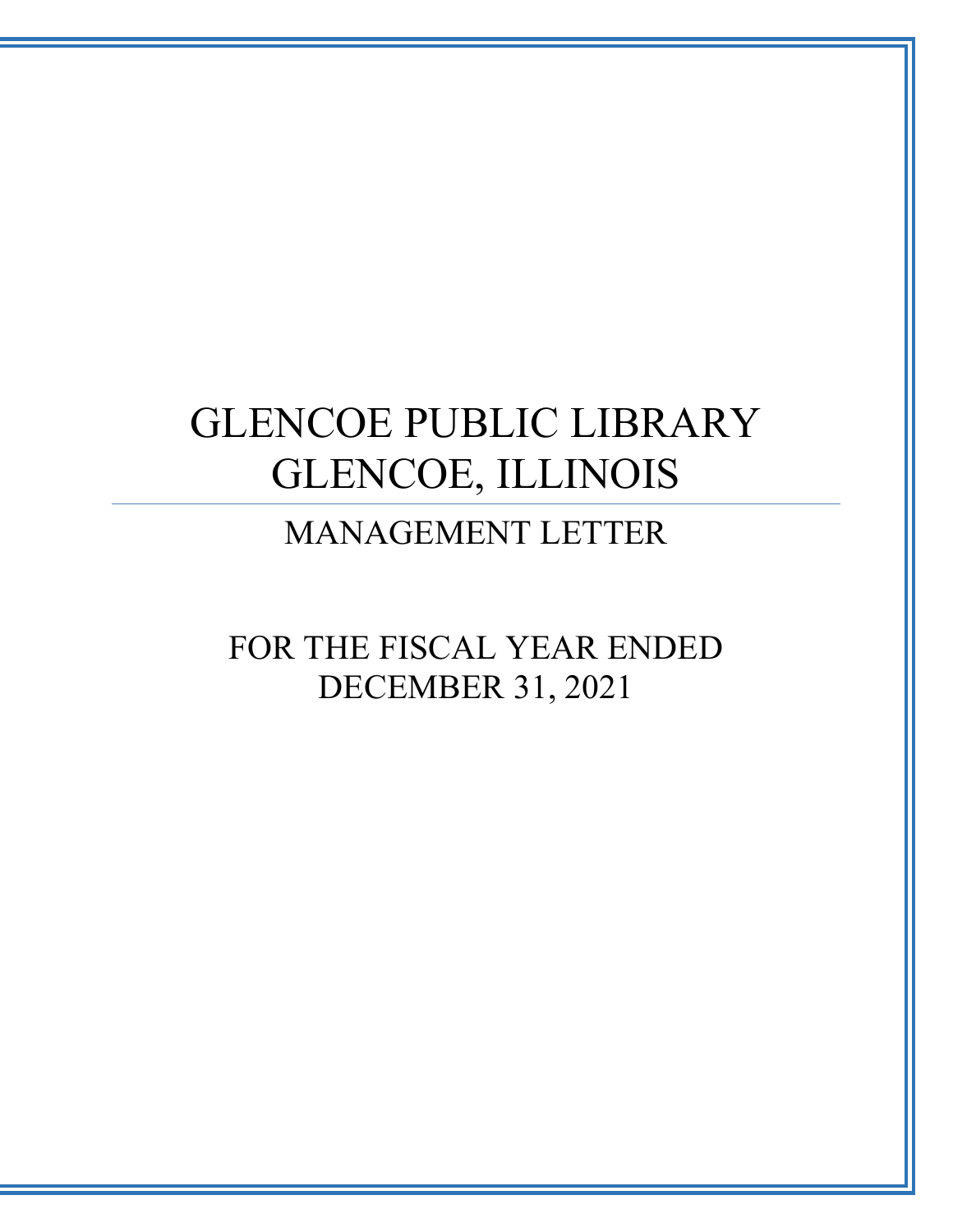# GLENCOE PUBLIC LIBRARY
# GLENCOE, ILLINOIS

---

## MANAGEMENT LETTER

## FOR THE FISCAL YEAR ENDED
## DECEMBER 31, 2021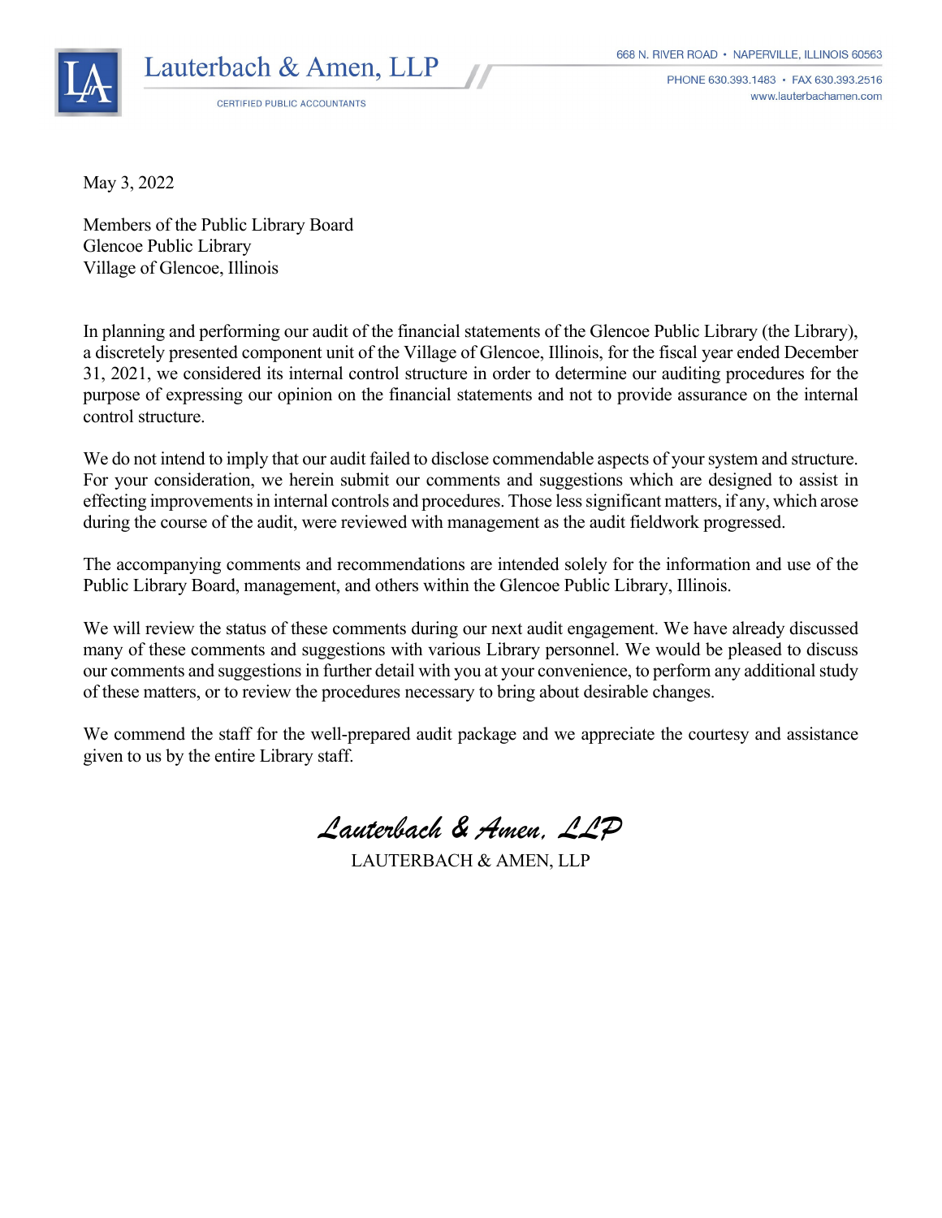Lauterbach & Amen, LLP

CERTIFIED PUBLIC ACCOUNTANTS

668 N. RIVER ROAD • NAPERVILLE, ILLINOIS 60563
PHONE 630.393.1483 • FAX 630.393.2516
www.lauterbachamen.com

May 3, 2022

Members of the Public Library Board
Glencoe Public Library
Village of Glencoe, Illinois

In planning and performing our audit of the financial statements of the Glencoe Public Library (the Library), a discretely presented component unit of the Village of Glencoe, Illinois, for the fiscal year ended December 31, 2021, we considered its internal control structure in order to determine our auditing procedures for the purpose of expressing our opinion on the financial statements and not to provide assurance on the internal control structure.

We do not intend to imply that our audit failed to disclose commendable aspects of your system and structure. For your consideration, we herein submit our comments and suggestions which are designed to assist in effecting improvements in internal controls and procedures. Those less significant matters, if any, which arose during the course of the audit, were reviewed with management as the audit fieldwork progressed.

The accompanying comments and recommendations are intended solely for the information and use of the Public Library Board, management, and others within the Glencoe Public Library, Illinois.

We will review the status of these comments during our next audit engagement. We have already discussed many of these comments and suggestions with various Library personnel. We would be pleased to discuss our comments and suggestions in further detail with you at your convenience, to perform any additional study of these matters, or to review the procedures necessary to bring about desirable changes.

We commend the staff for the well-prepared audit package and we appreciate the courtesy and assistance given to us by the entire Library staff.

*Lauterbach & Amen, LLP*

LAUTERBACH & AMEN, LLP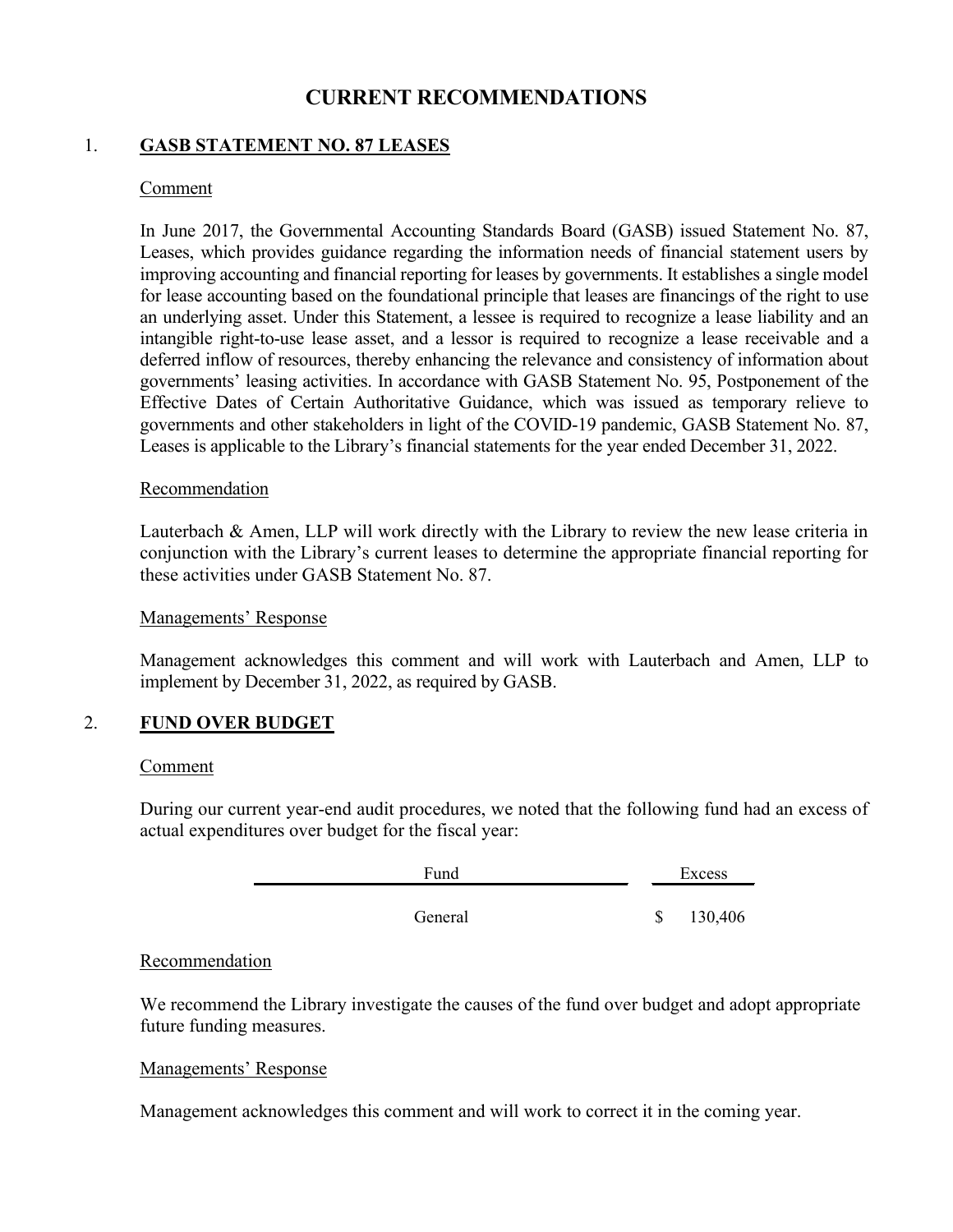# CURRENT RECOMMENDATIONS

## 1. GASB STATEMENT NO. 87 LEASES

Comment

In June 2017, the Governmental Accounting Standards Board (GASB) issued Statement No. 87, Leases, which provides guidance regarding the information needs of financial statement users by improving accounting and financial reporting for leases by governments. It establishes a single model for lease accounting based on the foundational principle that leases are financings of the right to use an underlying asset. Under this Statement, a lessee is required to recognize a lease liability and an intangible right-to-use lease asset, and a lessor is required to recognize a lease receivable and a deferred inflow of resources, thereby enhancing the relevance and consistency of information about governments' leasing activities. In accordance with GASB Statement No. 95, Postponement of the Effective Dates of Certain Authoritative Guidance, which was issued as temporary relieve to governments and other stakeholders in light of the COVID-19 pandemic, GASB Statement No. 87, Leases is applicable to the Library's financial statements for the year ended December 31, 2022.

Recommendation

Lauterbach & Amen, LLP will work directly with the Library to review the new lease criteria in conjunction with the Library's current leases to determine the appropriate financial reporting for these activities under GASB Statement No. 87.

Managements' Response

Management acknowledges this comment and will work with Lauterbach and Amen, LLP to implement by December 31, 2022, as required by GASB.

## 2. FUND OVER BUDGET

Comment

During our current year-end audit procedures, we noted that the following fund had an excess of actual expenditures over budget for the fiscal year:

| Fund | Excess |
|---|---|
| General | $ 130,406 |

Recommendation

We recommend the Library investigate the causes of the fund over budget and adopt appropriate future funding measures.

Managements' Response

Management acknowledges this comment and will work to correct it in the coming year.